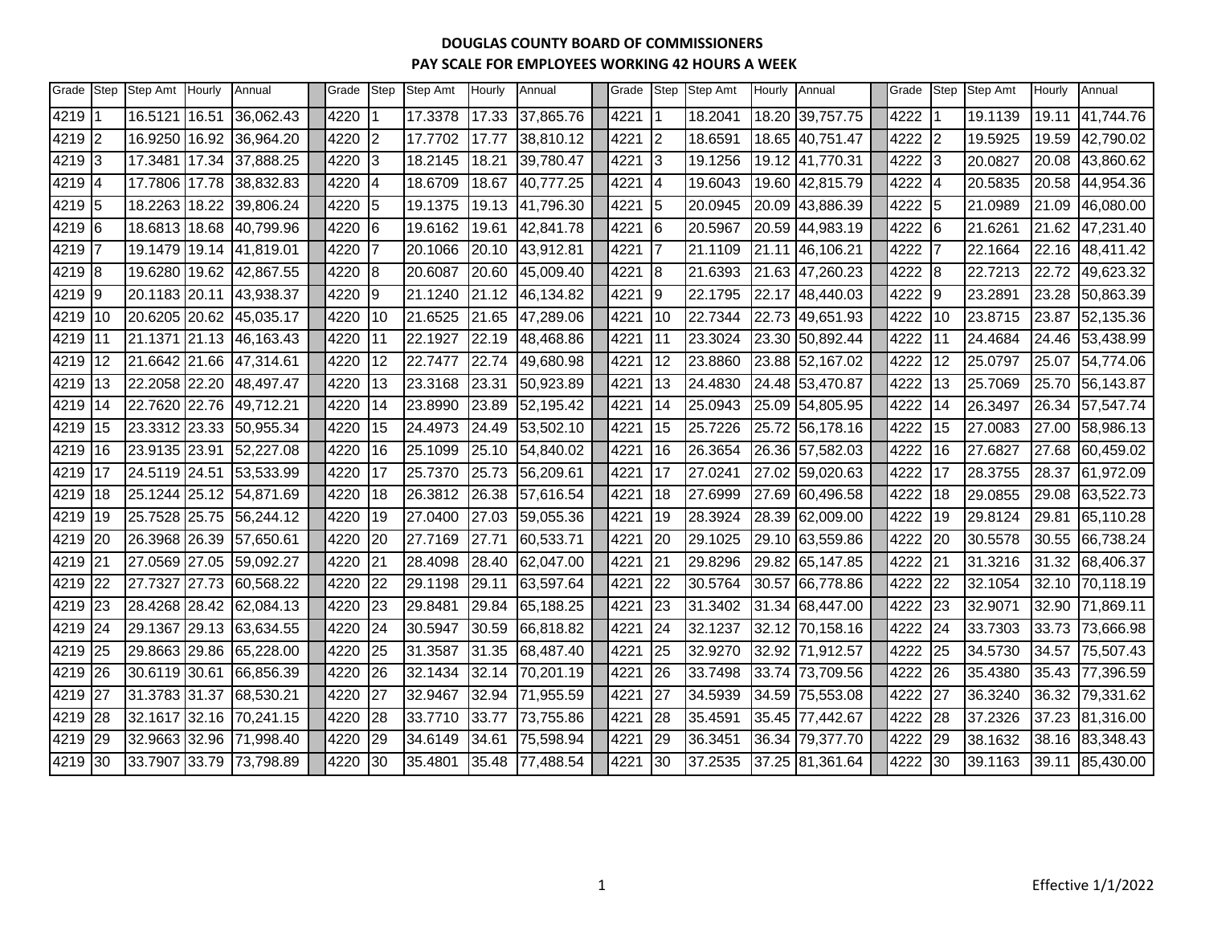**DOUGLAS COUNTY BOARD OF COMMISSIONERS**

**PAY SCALE FOR EMPLOYEES WORKING 42 HOURS A WEEK**

| Grade | Step | Step Amt | Hourly | Annual | | Grade | Step | Step Amt | Hourly | Annual | | Grade | Step | Step Amt | Hourly | Annual | | Grade | Step | Step Amt | Hourly | Annual |
|---|---|---|---|---|---|---|---|---|---|---|---|---|---|---|---|---|---|---|---|---|---|---|
| 4219 | 1 | 16.5121 | 16.51 | 36,062.43 | | 4220 | 1 | 17.3378 | 17.33 | 37,865.76 | | 4221 | 1 | 18.2041 | 18.20 | 39,757.75 | | 4222 | 1 | 19.1139 | 19.11 | 41,744.76 |
| 4219 | 2 | 16.9250 | 16.92 | 36,964.20 | | 4220 | 2 | 17.7702 | 17.77 | 38,810.12 | | 4221 | 2 | 18.6591 | 18.65 | 40,751.47 | | 4222 | 2 | 19.5925 | 19.59 | 42,790.02 |
| 4219 | 3 | 17.3481 | 17.34 | 37,888.25 | | 4220 | 3 | 18.2145 | 18.21 | 39,780.47 | | 4221 | 3 | 19.1256 | 19.12 | 41,770.31 | | 4222 | 3 | 20.0827 | 20.08 | 43,860.62 |
| 4219 | 4 | 17.7806 | 17.78 | 38,832.83 | | 4220 | 4 | 18.6709 | 18.67 | 40,777.25 | | 4221 | 4 | 19.6043 | 19.60 | 42,815.79 | | 4222 | 4 | 20.5835 | 20.58 | 44,954.36 |
| 4219 | 5 | 18.2263 | 18.22 | 39,806.24 | | 4220 | 5 | 19.1375 | 19.13 | 41,796.30 | | 4221 | 5 | 20.0945 | 20.09 | 43,886.39 | | 4222 | 5 | 21.0989 | 21.09 | 46,080.00 |
| 4219 | 6 | 18.6813 | 18.68 | 40,799.96 | | 4220 | 6 | 19.6162 | 19.61 | 42,841.78 | | 4221 | 6 | 20.5967 | 20.59 | 44,983.19 | | 4222 | 6 | 21.6261 | 21.62 | 47,231.40 |
| 4219 | 7 | 19.1479 | 19.14 | 41,819.01 | | 4220 | 7 | 20.1066 | 20.10 | 43,912.81 | | 4221 | 7 | 21.1109 | 21.11 | 46,106.21 | | 4222 | 7 | 22.1664 | 22.16 | 48,411.42 |
| 4219 | 8 | 19.6280 | 19.62 | 42,867.55 | | 4220 | 8 | 20.6087 | 20.60 | 45,009.40 | | 4221 | 8 | 21.6393 | 21.63 | 47,260.23 | | 4222 | 8 | 22.7213 | 22.72 | 49,623.32 |
| 4219 | 9 | 20.1183 | 20.11 | 43,938.37 | | 4220 | 9 | 21.1240 | 21.12 | 46,134.82 | | 4221 | 9 | 22.1795 | 22.17 | 48,440.03 | | 4222 | 9 | 23.2891 | 23.28 | 50,863.39 |
| 4219 | 10 | 20.6205 | 20.62 | 45,035.17 | | 4220 | 10 | 21.6525 | 21.65 | 47,289.06 | | 4221 | 10 | 22.7344 | 22.73 | 49,651.93 | | 4222 | 10 | 23.8715 | 23.87 | 52,135.36 |
| 4219 | 11 | 21.1371 | 21.13 | 46,163.43 | | 4220 | 11 | 22.1927 | 22.19 | 48,468.86 | | 4221 | 11 | 23.3024 | 23.30 | 50,892.44 | | 4222 | 11 | 24.4684 | 24.46 | 53,438.99 |
| 4219 | 12 | 21.6642 | 21.66 | 47,314.61 | | 4220 | 12 | 22.7477 | 22.74 | 49,680.98 | | 4221 | 12 | 23.8860 | 23.88 | 52,167.02 | | 4222 | 12 | 25.0797 | 25.07 | 54,774.06 |
| 4219 | 13 | 22.2058 | 22.20 | 48,497.47 | | 4220 | 13 | 23.3168 | 23.31 | 50,923.89 | | 4221 | 13 | 24.4830 | 24.48 | 53,470.87 | | 4222 | 13 | 25.7069 | 25.70 | 56,143.87 |
| 4219 | 14 | 22.7620 | 22.76 | 49,712.21 | | 4220 | 14 | 23.8990 | 23.89 | 52,195.42 | | 4221 | 14 | 25.0943 | 25.09 | 54,805.95 | | 4222 | 14 | 26.3497 | 26.34 | 57,547.74 |
| 4219 | 15 | 23.3312 | 23.33 | 50,955.34 | | 4220 | 15 | 24.4973 | 24.49 | 53,502.10 | | 4221 | 15 | 25.7226 | 25.72 | 56,178.16 | | 4222 | 15 | 27.0083 | 27.00 | 58,986.13 |
| 4219 | 16 | 23.9135 | 23.91 | 52,227.08 | | 4220 | 16 | 25.1099 | 25.10 | 54,840.02 | | 4221 | 16 | 26.3654 | 26.36 | 57,582.03 | | 4222 | 16 | 27.6827 | 27.68 | 60,459.02 |
| 4219 | 17 | 24.5119 | 24.51 | 53,533.99 | | 4220 | 17 | 25.7370 | 25.73 | 56,209.61 | | 4221 | 17 | 27.0241 | 27.02 | 59,020.63 | | 4222 | 17 | 28.3755 | 28.37 | 61,972.09 |
| 4219 | 18 | 25.1244 | 25.12 | 54,871.69 | | 4220 | 18 | 26.3812 | 26.38 | 57,616.54 | | 4221 | 18 | 27.6999 | 27.69 | 60,496.58 | | 4222 | 18 | 29.0855 | 29.08 | 63,522.73 |
| 4219 | 19 | 25.7528 | 25.75 | 56,244.12 | | 4220 | 19 | 27.0400 | 27.03 | 59,055.36 | | 4221 | 19 | 28.3924 | 28.39 | 62,009.00 | | 4222 | 19 | 29.8124 | 29.81 | 65,110.28 |
| 4219 | 20 | 26.3968 | 26.39 | 57,650.61 | | 4220 | 20 | 27.7169 | 27.71 | 60,533.71 | | 4221 | 20 | 29.1025 | 29.10 | 63,559.86 | | 4222 | 20 | 30.5578 | 30.55 | 66,738.24 |
| 4219 | 21 | 27.0569 | 27.05 | 59,092.27 | | 4220 | 21 | 28.4098 | 28.40 | 62,047.00 | | 4221 | 21 | 29.8296 | 29.82 | 65,147.85 | | 4222 | 21 | 31.3216 | 31.32 | 68,406.37 |
| 4219 | 22 | 27.7327 | 27.73 | 60,568.22 | | 4220 | 22 | 29.1198 | 29.11 | 63,597.64 | | 4221 | 22 | 30.5764 | 30.57 | 66,778.86 | | 4222 | 22 | 32.1054 | 32.10 | 70,118.19 |
| 4219 | 23 | 28.4268 | 28.42 | 62,084.13 | | 4220 | 23 | 29.8481 | 29.84 | 65,188.25 | | 4221 | 23 | 31.3402 | 31.34 | 68,447.00 | | 4222 | 23 | 32.9071 | 32.90 | 71,869.11 |
| 4219 | 24 | 29.1367 | 29.13 | 63,634.55 | | 4220 | 24 | 30.5947 | 30.59 | 66,818.82 | | 4221 | 24 | 32.1237 | 32.12 | 70,158.16 | | 4222 | 24 | 33.7303 | 33.73 | 73,666.98 |
| 4219 | 25 | 29.8663 | 29.86 | 65,228.00 | | 4220 | 25 | 31.3587 | 31.35 | 68,487.40 | | 4221 | 25 | 32.9270 | 32.92 | 71,912.57 | | 4222 | 25 | 34.5730 | 34.57 | 75,507.43 |
| 4219 | 26 | 30.6119 | 30.61 | 66,856.39 | | 4220 | 26 | 32.1434 | 32.14 | 70,201.19 | | 4221 | 26 | 33.7498 | 33.74 | 73,709.56 | | 4222 | 26 | 35.4380 | 35.43 | 77,396.59 |
| 4219 | 27 | 31.3783 | 31.37 | 68,530.21 | | 4220 | 27 | 32.9467 | 32.94 | 71,955.59 | | 4221 | 27 | 34.5939 | 34.59 | 75,553.08 | | 4222 | 27 | 36.3240 | 36.32 | 79,331.62 |
| 4219 | 28 | 32.1617 | 32.16 | 70,241.15 | | 4220 | 28 | 33.7710 | 33.77 | 73,755.86 | | 4221 | 28 | 35.4591 | 35.45 | 77,442.67 | | 4222 | 28 | 37.2326 | 37.23 | 81,316.00 |
| 4219 | 29 | 32.9663 | 32.96 | 71,998.40 | | 4220 | 29 | 34.6149 | 34.61 | 75,598.94 | | 4221 | 29 | 36.3451 | 36.34 | 79,377.70 | | 4222 | 29 | 38.1632 | 38.16 | 83,348.43 |
| 4219 | 30 | 33.7907 | 33.79 | 73,798.89 | | 4220 | 30 | 35.4801 | 35.48 | 77,488.54 | | 4221 | 30 | 37.2535 | 37.25 | 81,361.64 | | 4222 | 30 | 39.1163 | 39.11 | 85,430.00 |

Effective 1/1/2022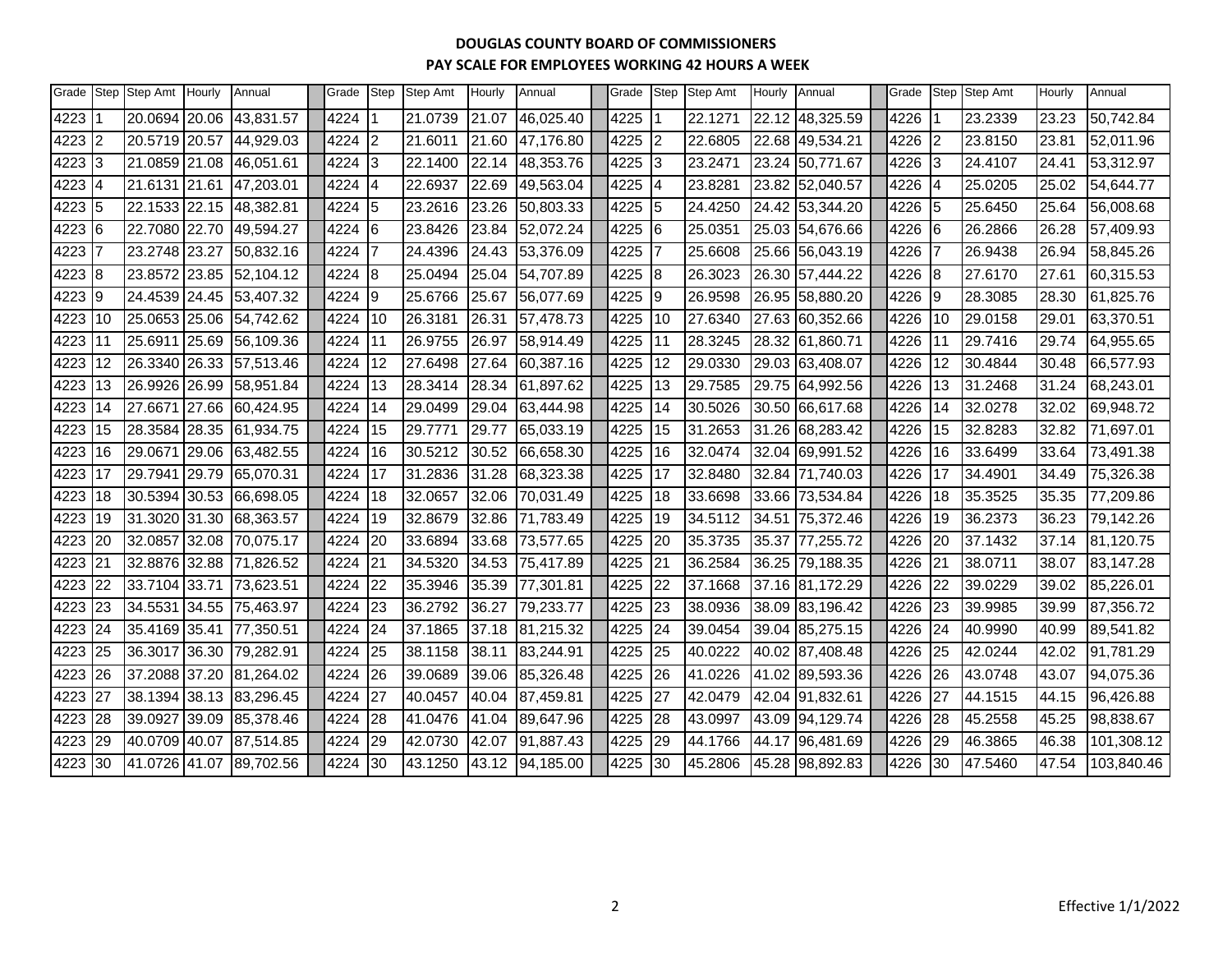**DOUGLAS COUNTY BOARD OF COMMISSIONERS**

**PAY SCALE FOR EMPLOYEES WORKING 42 HOURS A WEEK**

| Grade | Step | Step Amt | Hourly | Annual | | Grade | Step | Step Amt | Hourly | Annual | | Grade | Step | Step Amt | Hourly | Annual | | Grade | Step | Step Amt | Hourly | Annual |
|---|---|---|---|---|---|---|---|---|---|---|---|---|---|---|---|---|---|---|---|---|---|---|
| 4223 | 1 | 20.0694 | 20.06 | 43,831.57 | | 4224 | 1 | 21.0739 | 21.07 | 46,025.40 | | 4225 | 1 | 22.1271 | 22.12 | 48,325.59 | | 4226 | 1 | 23.2339 | 23.23 | 50,742.84 |
| 4223 | 2 | 20.5719 | 20.57 | 44,929.03 | | 4224 | 2 | 21.6011 | 21.60 | 47,176.80 | | 4225 | 2 | 22.6805 | 22.68 | 49,534.21 | | 4226 | 2 | 23.8150 | 23.81 | 52,011.96 |
| 4223 | 3 | 21.0859 | 21.08 | 46,051.61 | | 4224 | 3 | 22.1400 | 22.14 | 48,353.76 | | 4225 | 3 | 23.2471 | 23.24 | 50,771.67 | | 4226 | 3 | 24.4107 | 24.41 | 53,312.97 |
| 4223 | 4 | 21.6131 | 21.61 | 47,203.01 | | 4224 | 4 | 22.6937 | 22.69 | 49,563.04 | | 4225 | 4 | 23.8281 | 23.82 | 52,040.57 | | 4226 | 4 | 25.0205 | 25.02 | 54,644.77 |
| 4223 | 5 | 22.1533 | 22.15 | 48,382.81 | | 4224 | 5 | 23.2616 | 23.26 | 50,803.33 | | 4225 | 5 | 24.4250 | 24.42 | 53,344.20 | | 4226 | 5 | 25.6450 | 25.64 | 56,008.68 |
| 4223 | 6 | 22.7080 | 22.70 | 49,594.27 | | 4224 | 6 | 23.8426 | 23.84 | 52,072.24 | | 4225 | 6 | 25.0351 | 25.03 | 54,676.66 | | 4226 | 6 | 26.2866 | 26.28 | 57,409.93 |
| 4223 | 7 | 23.2748 | 23.27 | 50,832.16 | | 4224 | 7 | 24.4396 | 24.43 | 53,376.09 | | 4225 | 7 | 25.6608 | 25.66 | 56,043.19 | | 4226 | 7 | 26.9438 | 26.94 | 58,845.26 |
| 4223 | 8 | 23.8572 | 23.85 | 52,104.12 | | 4224 | 8 | 25.0494 | 25.04 | 54,707.89 | | 4225 | 8 | 26.3023 | 26.30 | 57,444.22 | | 4226 | 8 | 27.6170 | 27.61 | 60,315.53 |
| 4223 | 9 | 24.4539 | 24.45 | 53,407.32 | | 4224 | 9 | 25.6766 | 25.67 | 56,077.69 | | 4225 | 9 | 26.9598 | 26.95 | 58,880.20 | | 4226 | 9 | 28.3085 | 28.30 | 61,825.76 |
| 4223 | 10 | 25.0653 | 25.06 | 54,742.62 | | 4224 | 10 | 26.3181 | 26.31 | 57,478.73 | | 4225 | 10 | 27.6340 | 27.63 | 60,352.66 | | 4226 | 10 | 29.0158 | 29.01 | 63,370.51 |
| 4223 | 11 | 25.6911 | 25.69 | 56,109.36 | | 4224 | 11 | 26.9755 | 26.97 | 58,914.49 | | 4225 | 11 | 28.3245 | 28.32 | 61,860.71 | | 4226 | 11 | 29.7416 | 29.74 | 64,955.65 |
| 4223 | 12 | 26.3340 | 26.33 | 57,513.46 | | 4224 | 12 | 27.6498 | 27.64 | 60,387.16 | | 4225 | 12 | 29.0330 | 29.03 | 63,408.07 | | 4226 | 12 | 30.4844 | 30.48 | 66,577.93 |
| 4223 | 13 | 26.9926 | 26.99 | 58,951.84 | | 4224 | 13 | 28.3414 | 28.34 | 61,897.62 | | 4225 | 13 | 29.7585 | 29.75 | 64,992.56 | | 4226 | 13 | 31.2468 | 31.24 | 68,243.01 |
| 4223 | 14 | 27.6671 | 27.66 | 60,424.95 | | 4224 | 14 | 29.0499 | 29.04 | 63,444.98 | | 4225 | 14 | 30.5026 | 30.50 | 66,617.68 | | 4226 | 14 | 32.0278 | 32.02 | 69,948.72 |
| 4223 | 15 | 28.3584 | 28.35 | 61,934.75 | | 4224 | 15 | 29.7771 | 29.77 | 65,033.19 | | 4225 | 15 | 31.2653 | 31.26 | 68,283.42 | | 4226 | 15 | 32.8283 | 32.82 | 71,697.01 |
| 4223 | 16 | 29.0671 | 29.06 | 63,482.55 | | 4224 | 16 | 30.5212 | 30.52 | 66,658.30 | | 4225 | 16 | 32.0474 | 32.04 | 69,991.52 | | 4226 | 16 | 33.6499 | 33.64 | 73,491.38 |
| 4223 | 17 | 29.7941 | 29.79 | 65,070.31 | | 4224 | 17 | 31.2836 | 31.28 | 68,323.38 | | 4225 | 17 | 32.8480 | 32.84 | 71,740.03 | | 4226 | 17 | 34.4901 | 34.49 | 75,326.38 |
| 4223 | 18 | 30.5394 | 30.53 | 66,698.05 | | 4224 | 18 | 32.0657 | 32.06 | 70,031.49 | | 4225 | 18 | 33.6698 | 33.66 | 73,534.84 | | 4226 | 18 | 35.3525 | 35.35 | 77,209.86 |
| 4223 | 19 | 31.3020 | 31.30 | 68,363.57 | | 4224 | 19 | 32.8679 | 32.86 | 71,783.49 | | 4225 | 19 | 34.5112 | 34.51 | 75,372.46 | | 4226 | 19 | 36.2373 | 36.23 | 79,142.26 |
| 4223 | 20 | 32.0857 | 32.08 | 70,075.17 | | 4224 | 20 | 33.6894 | 33.68 | 73,577.65 | | 4225 | 20 | 35.3735 | 35.37 | 77,255.72 | | 4226 | 20 | 37.1432 | 37.14 | 81,120.75 |
| 4223 | 21 | 32.8876 | 32.88 | 71,826.52 | | 4224 | 21 | 34.5320 | 34.53 | 75,417.89 | | 4225 | 21 | 36.2584 | 36.25 | 79,188.35 | | 4226 | 21 | 38.0711 | 38.07 | 83,147.28 |
| 4223 | 22 | 33.7104 | 33.71 | 73,623.51 | | 4224 | 22 | 35.3946 | 35.39 | 77,301.81 | | 4225 | 22 | 37.1668 | 37.16 | 81,172.29 | | 4226 | 22 | 39.0229 | 39.02 | 85,226.01 |
| 4223 | 23 | 34.5531 | 34.55 | 75,463.97 | | 4224 | 23 | 36.2792 | 36.27 | 79,233.77 | | 4225 | 23 | 38.0936 | 38.09 | 83,196.42 | | 4226 | 23 | 39.9985 | 39.99 | 87,356.72 |
| 4223 | 24 | 35.4169 | 35.41 | 77,350.51 | | 4224 | 24 | 37.1865 | 37.18 | 81,215.32 | | 4225 | 24 | 39.0454 | 39.04 | 85,275.15 | | 4226 | 24 | 40.9990 | 40.99 | 89,541.82 |
| 4223 | 25 | 36.3017 | 36.30 | 79,282.91 | | 4224 | 25 | 38.1158 | 38.11 | 83,244.91 | | 4225 | 25 | 40.0222 | 40.02 | 87,408.48 | | 4226 | 25 | 42.0244 | 42.02 | 91,781.29 |
| 4223 | 26 | 37.2088 | 37.20 | 81,264.02 | | 4224 | 26 | 39.0689 | 39.06 | 85,326.48 | | 4225 | 26 | 41.0226 | 41.02 | 89,593.36 | | 4226 | 26 | 43.0748 | 43.07 | 94,075.36 |
| 4223 | 27 | 38.1394 | 38.13 | 83,296.45 | | 4224 | 27 | 40.0457 | 40.04 | 87,459.81 | | 4225 | 27 | 42.0479 | 42.04 | 91,832.61 | | 4226 | 27 | 44.1515 | 44.15 | 96,426.88 |
| 4223 | 28 | 39.0927 | 39.09 | 85,378.46 | | 4224 | 28 | 41.0476 | 41.04 | 89,647.96 | | 4225 | 28 | 43.0997 | 43.09 | 94,129.74 | | 4226 | 28 | 45.2558 | 45.25 | 98,838.67 |
| 4223 | 29 | 40.0709 | 40.07 | 87,514.85 | | 4224 | 29 | 42.0730 | 42.07 | 91,887.43 | | 4225 | 29 | 44.1766 | 44.17 | 96,481.69 | | 4226 | 29 | 46.3865 | 46.38 | 101,308.12 |
| 4223 | 30 | 41.0726 | 41.07 | 89,702.56 | | 4224 | 30 | 43.1250 | 43.12 | 94,185.00 | | 4225 | 30 | 45.2806 | 45.28 | 98,892.83 | | 4226 | 30 | 47.5460 | 47.54 | 103,840.46 |

Effective 1/1/2022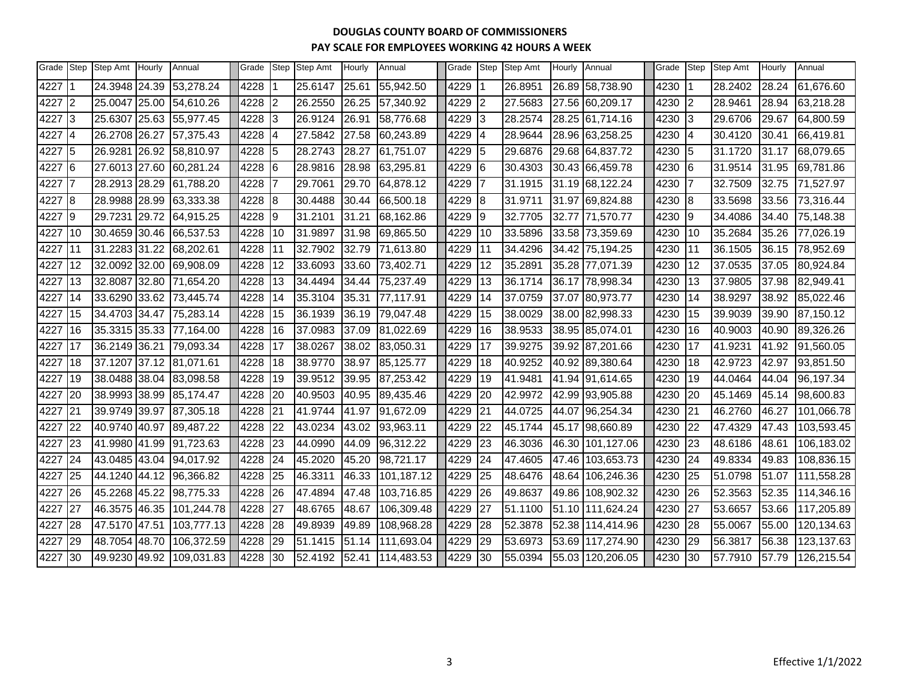**DOUGLAS COUNTY BOARD OF COMMISSIONERS**

**PAY SCALE FOR EMPLOYEES WORKING 42 HOURS A WEEK**

| Grade | Step | Step Amt | Hourly | Annual | Grade | Step | Step Amt | Hourly | Annual | Grade | Step | Step Amt | Hourly | Annual | Grade | Step | Step Amt | Hourly | Annual |
|---|---|---|---|---|---|---|---|---|---|---|---|---|---|---|---|---|---|---|---|
| 4227 | 1 | 24.3948 | 24.39 | 53,278.24 | 4228 | 1 | 25.6147 | 25.61 | 55,942.50 | 4229 | 1 | 26.8951 | 26.89 | 58,738.90 | 4230 | 1 | 28.2402 | 28.24 | 61,676.60 |
| 4227 | 2 | 25.0047 | 25.00 | 54,610.26 | 4228 | 2 | 26.2550 | 26.25 | 57,340.92 | 4229 | 2 | 27.5683 | 27.56 | 60,209.17 | 4230 | 2 | 28.9461 | 28.94 | 63,218.28 |
| 4227 | 3 | 25.6307 | 25.63 | 55,977.45 | 4228 | 3 | 26.9124 | 26.91 | 58,776.68 | 4229 | 3 | 28.2574 | 28.25 | 61,714.16 | 4230 | 3 | 29.6706 | 29.67 | 64,800.59 |
| 4227 | 4 | 26.2708 | 26.27 | 57,375.43 | 4228 | 4 | 27.5842 | 27.58 | 60,243.89 | 4229 | 4 | 28.9644 | 28.96 | 63,258.25 | 4230 | 4 | 30.4120 | 30.41 | 66,419.81 |
| 4227 | 5 | 26.9281 | 26.92 | 58,810.97 | 4228 | 5 | 28.2743 | 28.27 | 61,751.07 | 4229 | 5 | 29.6876 | 29.68 | 64,837.72 | 4230 | 5 | 31.1720 | 31.17 | 68,079.65 |
| 4227 | 6 | 27.6013 | 27.60 | 60,281.24 | 4228 | 6 | 28.9816 | 28.98 | 63,295.81 | 4229 | 6 | 30.4303 | 30.43 | 66,459.78 | 4230 | 6 | 31.9514 | 31.95 | 69,781.86 |
| 4227 | 7 | 28.2913 | 28.29 | 61,788.20 | 4228 | 7 | 29.7061 | 29.70 | 64,878.12 | 4229 | 7 | 31.1915 | 31.19 | 68,122.24 | 4230 | 7 | 32.7509 | 32.75 | 71,527.97 |
| 4227 | 8 | 28.9988 | 28.99 | 63,333.38 | 4228 | 8 | 30.4488 | 30.44 | 66,500.18 | 4229 | 8 | 31.9711 | 31.97 | 69,824.88 | 4230 | 8 | 33.5698 | 33.56 | 73,316.44 |
| 4227 | 9 | 29.7231 | 29.72 | 64,915.25 | 4228 | 9 | 31.2101 | 31.21 | 68,162.86 | 4229 | 9 | 32.7705 | 32.77 | 71,570.77 | 4230 | 9 | 34.4086 | 34.40 | 75,148.38 |
| 4227 | 10 | 30.4659 | 30.46 | 66,537.53 | 4228 | 10 | 31.9897 | 31.98 | 69,865.50 | 4229 | 10 | 33.5896 | 33.58 | 73,359.69 | 4230 | 10 | 35.2684 | 35.26 | 77,026.19 |
| 4227 | 11 | 31.2283 | 31.22 | 68,202.61 | 4228 | 11 | 32.7902 | 32.79 | 71,613.80 | 4229 | 11 | 34.4296 | 34.42 | 75,194.25 | 4230 | 11 | 36.1505 | 36.15 | 78,952.69 |
| 4227 | 12 | 32.0092 | 32.00 | 69,908.09 | 4228 | 12 | 33.6093 | 33.60 | 73,402.71 | 4229 | 12 | 35.2891 | 35.28 | 77,071.39 | 4230 | 12 | 37.0535 | 37.05 | 80,924.84 |
| 4227 | 13 | 32.8087 | 32.80 | 71,654.20 | 4228 | 13 | 34.4494 | 34.44 | 75,237.49 | 4229 | 13 | 36.1714 | 36.17 | 78,998.34 | 4230 | 13 | 37.9805 | 37.98 | 82,949.41 |
| 4227 | 14 | 33.6290 | 33.62 | 73,445.74 | 4228 | 14 | 35.3104 | 35.31 | 77,117.91 | 4229 | 14 | 37.0759 | 37.07 | 80,973.77 | 4230 | 14 | 38.9297 | 38.92 | 85,022.46 |
| 4227 | 15 | 34.4703 | 34.47 | 75,283.14 | 4228 | 15 | 36.1939 | 36.19 | 79,047.48 | 4229 | 15 | 38.0029 | 38.00 | 82,998.33 | 4230 | 15 | 39.9039 | 39.90 | 87,150.12 |
| 4227 | 16 | 35.3315 | 35.33 | 77,164.00 | 4228 | 16 | 37.0983 | 37.09 | 81,022.69 | 4229 | 16 | 38.9533 | 38.95 | 85,074.01 | 4230 | 16 | 40.9003 | 40.90 | 89,326.26 |
| 4227 | 17 | 36.2149 | 36.21 | 79,093.34 | 4228 | 17 | 38.0267 | 38.02 | 83,050.31 | 4229 | 17 | 39.9275 | 39.92 | 87,201.66 | 4230 | 17 | 41.9231 | 41.92 | 91,560.05 |
| 4227 | 18 | 37.1207 | 37.12 | 81,071.61 | 4228 | 18 | 38.9770 | 38.97 | 85,125.77 | 4229 | 18 | 40.9252 | 40.92 | 89,380.64 | 4230 | 18 | 42.9723 | 42.97 | 93,851.50 |
| 4227 | 19 | 38.0488 | 38.04 | 83,098.58 | 4228 | 19 | 39.9512 | 39.95 | 87,253.42 | 4229 | 19 | 41.9481 | 41.94 | 91,614.65 | 4230 | 19 | 44.0464 | 44.04 | 96,197.34 |
| 4227 | 20 | 38.9993 | 38.99 | 85,174.47 | 4228 | 20 | 40.9503 | 40.95 | 89,435.46 | 4229 | 20 | 42.9972 | 42.99 | 93,905.88 | 4230 | 20 | 45.1469 | 45.14 | 98,600.83 |
| 4227 | 21 | 39.9749 | 39.97 | 87,305.18 | 4228 | 21 | 41.9744 | 41.97 | 91,672.09 | 4229 | 21 | 44.0725 | 44.07 | 96,254.34 | 4230 | 21 | 46.2760 | 46.27 | 101,066.78 |
| 4227 | 22 | 40.9740 | 40.97 | 89,487.22 | 4228 | 22 | 43.0234 | 43.02 | 93,963.11 | 4229 | 22 | 45.1744 | 45.17 | 98,660.89 | 4230 | 22 | 47.4329 | 47.43 | 103,593.45 |
| 4227 | 23 | 41.9980 | 41.99 | 91,723.63 | 4228 | 23 | 44.0990 | 44.09 | 96,312.22 | 4229 | 23 | 46.3036 | 46.30 | 101,127.06 | 4230 | 23 | 48.6186 | 48.61 | 106,183.02 |
| 4227 | 24 | 43.0485 | 43.04 | 94,017.92 | 4228 | 24 | 45.2020 | 45.20 | 98,721.17 | 4229 | 24 | 47.4605 | 47.46 | 103,653.73 | 4230 | 24 | 49.8334 | 49.83 | 108,836.15 |
| 4227 | 25 | 44.1240 | 44.12 | 96,366.82 | 4228 | 25 | 46.3311 | 46.33 | 101,187.12 | 4229 | 25 | 48.6476 | 48.64 | 106,246.36 | 4230 | 25 | 51.0798 | 51.07 | 111,558.28 |
| 4227 | 26 | 45.2268 | 45.22 | 98,775.33 | 4228 | 26 | 47.4894 | 47.48 | 103,716.85 | 4229 | 26 | 49.8637 | 49.86 | 108,902.32 | 4230 | 26 | 52.3563 | 52.35 | 114,346.16 |
| 4227 | 27 | 46.3575 | 46.35 | 101,244.78 | 4228 | 27 | 48.6765 | 48.67 | 106,309.48 | 4229 | 27 | 51.1100 | 51.10 | 111,624.24 | 4230 | 27 | 53.6657 | 53.66 | 117,205.89 |
| 4227 | 28 | 47.5170 | 47.51 | 103,777.13 | 4228 | 28 | 49.8939 | 49.89 | 108,968.28 | 4229 | 28 | 52.3878 | 52.38 | 114,414.96 | 4230 | 28 | 55.0067 | 55.00 | 120,134.63 |
| 4227 | 29 | 48.7054 | 48.70 | 106,372.59 | 4228 | 29 | 51.1415 | 51.14 | 111,693.04 | 4229 | 29 | 53.6973 | 53.69 | 117,274.90 | 4230 | 29 | 56.3817 | 56.38 | 123,137.63 |
| 4227 | 30 | 49.9230 | 49.92 | 109,031.83 | 4228 | 30 | 52.4192 | 52.41 | 114,483.53 | 4229 | 30 | 55.0394 | 55.03 | 120,206.05 | 4230 | 30 | 57.7910 | 57.79 | 126,215.54 |

Effective 1/1/2022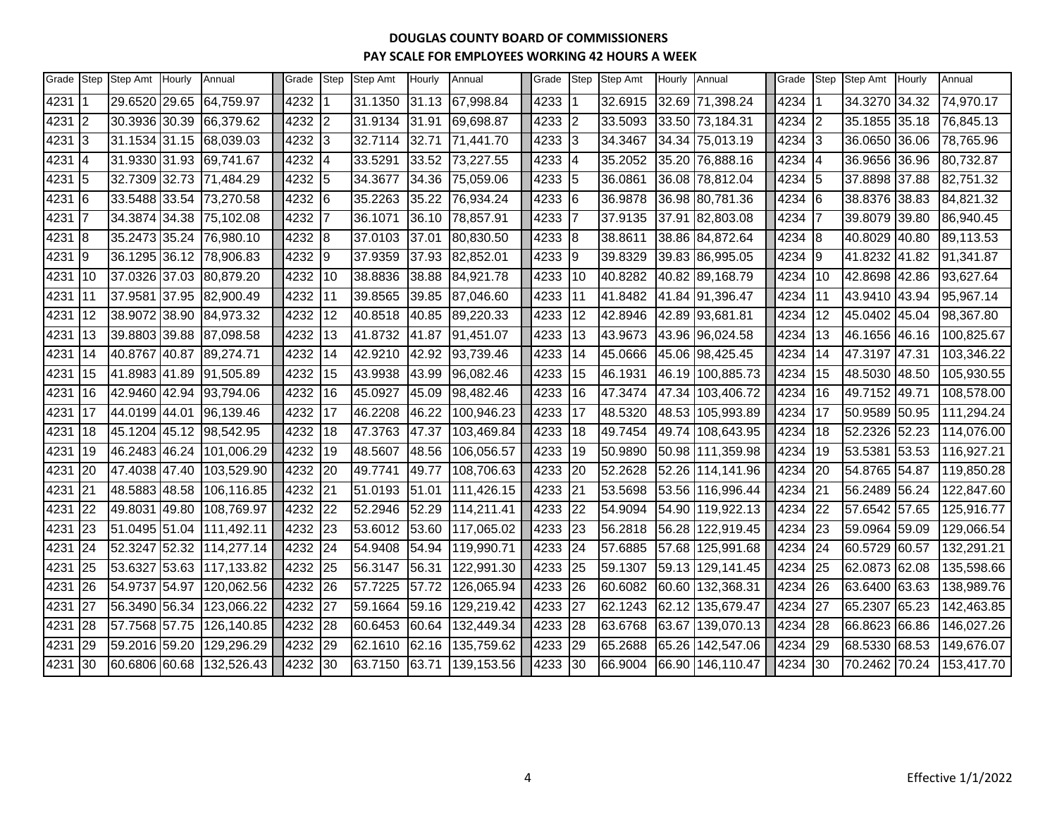# DOUGLAS COUNTY BOARD OF COMMISSIONERS

## PAY SCALE FOR EMPLOYEES WORKING 42 HOURS A WEEK

| Grade | Step | Step Amt | Hourly | Annual | Grade | Step | Step Amt | Hourly | Annual | Grade | Step | Step Amt | Hourly | Annual | Grade | Step | Step Amt | Hourly | Annual |
|---|---|---|---|---|---|---|---|---|---|---|---|---|---|---|---|---|---|---|---|
| 4231 | 1 | 29.6520 | 29.65 | 64,759.97 | 4232 | 1 | 31.1350 | 31.13 | 67,998.84 | 4233 | 1 | 32.6915 | 32.69 | 71,398.24 | 4234 | 1 | 34.3270 | 34.32 | 74,970.17 |
| 4231 | 2 | 30.3936 | 30.39 | 66,379.62 | 4232 | 2 | 31.9134 | 31.91 | 69,698.87 | 4233 | 2 | 33.5093 | 33.50 | 73,184.31 | 4234 | 2 | 35.1855 | 35.18 | 76,845.13 |
| 4231 | 3 | 31.1534 | 31.15 | 68,039.03 | 4232 | 3 | 32.7114 | 32.71 | 71,441.70 | 4233 | 3 | 34.3467 | 34.34 | 75,013.19 | 4234 | 3 | 36.0650 | 36.06 | 78,765.96 |
| 4231 | 4 | 31.9330 | 31.93 | 69,741.67 | 4232 | 4 | 33.5291 | 33.52 | 73,227.55 | 4233 | 4 | 35.2052 | 35.20 | 76,888.16 | 4234 | 4 | 36.9656 | 36.96 | 80,732.87 |
| 4231 | 5 | 32.7309 | 32.73 | 71,484.29 | 4232 | 5 | 34.3677 | 34.36 | 75,059.06 | 4233 | 5 | 36.0861 | 36.08 | 78,812.04 | 4234 | 5 | 37.8898 | 37.88 | 82,751.32 |
| 4231 | 6 | 33.5488 | 33.54 | 73,270.58 | 4232 | 6 | 35.2263 | 35.22 | 76,934.24 | 4233 | 6 | 36.9878 | 36.98 | 80,781.36 | 4234 | 6 | 38.8376 | 38.83 | 84,821.32 |
| 4231 | 7 | 34.3874 | 34.38 | 75,102.08 | 4232 | 7 | 36.1071 | 36.10 | 78,857.91 | 4233 | 7 | 37.9135 | 37.91 | 82,803.08 | 4234 | 7 | 39.8079 | 39.80 | 86,940.45 |
| 4231 | 8 | 35.2473 | 35.24 | 76,980.10 | 4232 | 8 | 37.0103 | 37.01 | 80,830.50 | 4233 | 8 | 38.8611 | 38.86 | 84,872.64 | 4234 | 8 | 40.8029 | 40.80 | 89,113.53 |
| 4231 | 9 | 36.1295 | 36.12 | 78,906.83 | 4232 | 9 | 37.9359 | 37.93 | 82,852.01 | 4233 | 9 | 39.8329 | 39.83 | 86,995.05 | 4234 | 9 | 41.8232 | 41.82 | 91,341.87 |
| 4231 | 10 | 37.0326 | 37.03 | 80,879.20 | 4232 | 10 | 38.8836 | 38.88 | 84,921.78 | 4233 | 10 | 40.8282 | 40.82 | 89,168.79 | 4234 | 10 | 42.8698 | 42.86 | 93,627.64 |
| 4231 | 11 | 37.9581 | 37.95 | 82,900.49 | 4232 | 11 | 39.8565 | 39.85 | 87,046.60 | 4233 | 11 | 41.8482 | 41.84 | 91,396.47 | 4234 | 11 | 43.9410 | 43.94 | 95,967.14 |
| 4231 | 12 | 38.9072 | 38.90 | 84,973.32 | 4232 | 12 | 40.8518 | 40.85 | 89,220.33 | 4233 | 12 | 42.8946 | 42.89 | 93,681.81 | 4234 | 12 | 45.0402 | 45.04 | 98,367.80 |
| 4231 | 13 | 39.8803 | 39.88 | 87,098.58 | 4232 | 13 | 41.8732 | 41.87 | 91,451.07 | 4233 | 13 | 43.9673 | 43.96 | 96,024.58 | 4234 | 13 | 46.1656 | 46.16 | 100,825.67 |
| 4231 | 14 | 40.8767 | 40.87 | 89,274.71 | 4232 | 14 | 42.9210 | 42.92 | 93,739.46 | 4233 | 14 | 45.0666 | 45.06 | 98,425.45 | 4234 | 14 | 47.3197 | 47.31 | 103,346.22 |
| 4231 | 15 | 41.8983 | 41.89 | 91,505.89 | 4232 | 15 | 43.9938 | 43.99 | 96,082.46 | 4233 | 15 | 46.1931 | 46.19 | 100,885.73 | 4234 | 15 | 48.5030 | 48.50 | 105,930.55 |
| 4231 | 16 | 42.9460 | 42.94 | 93,794.06 | 4232 | 16 | 45.0927 | 45.09 | 98,482.46 | 4233 | 16 | 47.3474 | 47.34 | 103,406.72 | 4234 | 16 | 49.7152 | 49.71 | 108,578.00 |
| 4231 | 17 | 44.0199 | 44.01 | 96,139.46 | 4232 | 17 | 46.2208 | 46.22 | 100,946.23 | 4233 | 17 | 48.5320 | 48.53 | 105,993.89 | 4234 | 17 | 50.9589 | 50.95 | 111,294.24 |
| 4231 | 18 | 45.1204 | 45.12 | 98,542.95 | 4232 | 18 | 47.3763 | 47.37 | 103,469.84 | 4233 | 18 | 49.7454 | 49.74 | 108,643.95 | 4234 | 18 | 52.2326 | 52.23 | 114,076.00 |
| 4231 | 19 | 46.2483 | 46.24 | 101,006.29 | 4232 | 19 | 48.5607 | 48.56 | 106,056.57 | 4233 | 19 | 50.9890 | 50.98 | 111,359.98 | 4234 | 19 | 53.5381 | 53.53 | 116,927.21 |
| 4231 | 20 | 47.4038 | 47.40 | 103,529.90 | 4232 | 20 | 49.7741 | 49.77 | 108,706.63 | 4233 | 20 | 52.2628 | 52.26 | 114,141.96 | 4234 | 20 | 54.8765 | 54.87 | 119,850.28 |
| 4231 | 21 | 48.5883 | 48.58 | 106,116.85 | 4232 | 21 | 51.0193 | 51.01 | 111,426.15 | 4233 | 21 | 53.5698 | 53.56 | 116,996.44 | 4234 | 21 | 56.2489 | 56.24 | 122,847.60 |
| 4231 | 22 | 49.8031 | 49.80 | 108,769.97 | 4232 | 22 | 52.2946 | 52.29 | 114,211.41 | 4233 | 22 | 54.9094 | 54.90 | 119,922.13 | 4234 | 22 | 57.6542 | 57.65 | 125,916.77 |
| 4231 | 23 | 51.0495 | 51.04 | 111,492.11 | 4232 | 23 | 53.6012 | 53.60 | 117,065.02 | 4233 | 23 | 56.2818 | 56.28 | 122,919.45 | 4234 | 23 | 59.0964 | 59.09 | 129,066.54 |
| 4231 | 24 | 52.3247 | 52.32 | 114,277.14 | 4232 | 24 | 54.9408 | 54.94 | 119,990.71 | 4233 | 24 | 57.6885 | 57.68 | 125,991.68 | 4234 | 24 | 60.5729 | 60.57 | 132,291.21 |
| 4231 | 25 | 53.6327 | 53.63 | 117,133.82 | 4232 | 25 | 56.3147 | 56.31 | 122,991.30 | 4233 | 25 | 59.1307 | 59.13 | 129,141.45 | 4234 | 25 | 62.0873 | 62.08 | 135,598.66 |
| 4231 | 26 | 54.9737 | 54.97 | 120,062.56 | 4232 | 26 | 57.7225 | 57.72 | 126,065.94 | 4233 | 26 | 60.6082 | 60.60 | 132,368.31 | 4234 | 26 | 63.6400 | 63.63 | 138,989.76 |
| 4231 | 27 | 56.3490 | 56.34 | 123,066.22 | 4232 | 27 | 59.1664 | 59.16 | 129,219.42 | 4233 | 27 | 62.1243 | 62.12 | 135,679.47 | 4234 | 27 | 65.2307 | 65.23 | 142,463.85 |
| 4231 | 28 | 57.7568 | 57.75 | 126,140.85 | 4232 | 28 | 60.6453 | 60.64 | 132,449.34 | 4233 | 28 | 63.6768 | 63.67 | 139,070.13 | 4234 | 28 | 66.8623 | 66.86 | 146,027.26 |
| 4231 | 29 | 59.2016 | 59.20 | 129,296.29 | 4232 | 29 | 62.1610 | 62.16 | 135,759.62 | 4233 | 29 | 65.2688 | 65.26 | 142,547.06 | 4234 | 29 | 68.5330 | 68.53 | 149,676.07 |
| 4231 | 30 | 60.6806 | 60.68 | 132,526.43 | 4232 | 30 | 63.7150 | 63.71 | 139,153.56 | 4233 | 30 | 66.9004 | 66.90 | 146,110.47 | 4234 | 30 | 70.2462 | 70.24 | 153,417.70 |

Effective 1/1/2022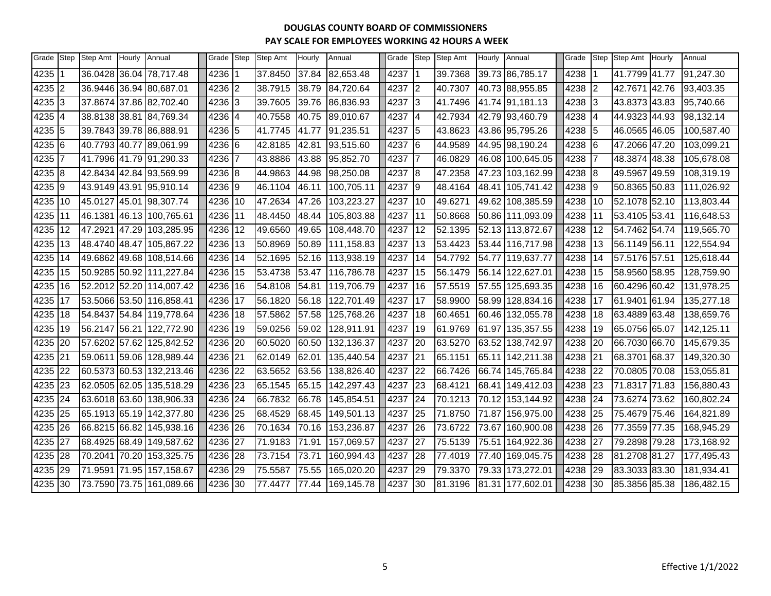**DOUGLAS COUNTY BOARD OF COMMISSIONERS**

**PAY SCALE FOR EMPLOYEES WORKING 42 HOURS A WEEK**

| Grade | Step | Step Amt | Hourly | Annual | Grade | Step | Step Amt | Hourly | Annual | Grade | Step | Step Amt | Hourly | Annual | Grade | Step | Step Amt | Hourly | Annual |
|---|---|---|---|---|---|---|---|---|---|---|---|---|---|---|---|---|---|---|---|
| 4235 | 1 | 36.0428 | 36.04 | 78,717.48 | 4236 | 1 | 37.8450 | 37.84 | 82,653.48 | 4237 | 1 | 39.7368 | 39.73 | 86,785.17 | 4238 | 1 | 41.7799 | 41.77 | 91,247.30 |
| 4235 | 2 | 36.9446 | 36.94 | 80,687.01 | 4236 | 2 | 38.7915 | 38.79 | 84,720.64 | 4237 | 2 | 40.7307 | 40.73 | 88,955.85 | 4238 | 2 | 42.7671 | 42.76 | 93,403.35 |
| 4235 | 3 | 37.8674 | 37.86 | 82,702.40 | 4236 | 3 | 39.7605 | 39.76 | 86,836.93 | 4237 | 3 | 41.7496 | 41.74 | 91,181.13 | 4238 | 3 | 43.8373 | 43.83 | 95,740.66 |
| 4235 | 4 | 38.8138 | 38.81 | 84,769.34 | 4236 | 4 | 40.7558 | 40.75 | 89,010.67 | 4237 | 4 | 42.7934 | 42.79 | 93,460.79 | 4238 | 4 | 44.9323 | 44.93 | 98,132.14 |
| 4235 | 5 | 39.7843 | 39.78 | 86,888.91 | 4236 | 5 | 41.7745 | 41.77 | 91,235.51 | 4237 | 5 | 43.8623 | 43.86 | 95,795.26 | 4238 | 5 | 46.0565 | 46.05 | 100,587.40 |
| 4235 | 6 | 40.7793 | 40.77 | 89,061.99 | 4236 | 6 | 42.8185 | 42.81 | 93,515.60 | 4237 | 6 | 44.9589 | 44.95 | 98,190.24 | 4238 | 6 | 47.2066 | 47.20 | 103,099.21 |
| 4235 | 7 | 41.7996 | 41.79 | 91,290.33 | 4236 | 7 | 43.8886 | 43.88 | 95,852.70 | 4237 | 7 | 46.0829 | 46.08 | 100,645.05 | 4238 | 7 | 48.3874 | 48.38 | 105,678.08 |
| 4235 | 8 | 42.8434 | 42.84 | 93,569.99 | 4236 | 8 | 44.9863 | 44.98 | 98,250.08 | 4237 | 8 | 47.2358 | 47.23 | 103,162.99 | 4238 | 8 | 49.5967 | 49.59 | 108,319.19 |
| 4235 | 9 | 43.9149 | 43.91 | 95,910.14 | 4236 | 9 | 46.1104 | 46.11 | 100,705.11 | 4237 | 9 | 48.4164 | 48.41 | 105,741.42 | 4238 | 9 | 50.8365 | 50.83 | 111,026.92 |
| 4235 | 10 | 45.0127 | 45.01 | 98,307.74 | 4236 | 10 | 47.2634 | 47.26 | 103,223.27 | 4237 | 10 | 49.6271 | 49.62 | 108,385.59 | 4238 | 10 | 52.1078 | 52.10 | 113,803.44 |
| 4235 | 11 | 46.1381 | 46.13 | 100,765.61 | 4236 | 11 | 48.4450 | 48.44 | 105,803.88 | 4237 | 11 | 50.8668 | 50.86 | 111,093.09 | 4238 | 11 | 53.4105 | 53.41 | 116,648.53 |
| 4235 | 12 | 47.2921 | 47.29 | 103,285.95 | 4236 | 12 | 49.6560 | 49.65 | 108,448.70 | 4237 | 12 | 52.1395 | 52.13 | 113,872.67 | 4238 | 12 | 54.7462 | 54.74 | 119,565.70 |
| 4235 | 13 | 48.4740 | 48.47 | 105,867.22 | 4236 | 13 | 50.8969 | 50.89 | 111,158.83 | 4237 | 13 | 53.4423 | 53.44 | 116,717.98 | 4238 | 13 | 56.1149 | 56.11 | 122,554.94 |
| 4235 | 14 | 49.6862 | 49.68 | 108,514.66 | 4236 | 14 | 52.1695 | 52.16 | 113,938.19 | 4237 | 14 | 54.7792 | 54.77 | 119,637.77 | 4238 | 14 | 57.5176 | 57.51 | 125,618.44 |
| 4235 | 15 | 50.9285 | 50.92 | 111,227.84 | 4236 | 15 | 53.4738 | 53.47 | 116,786.78 | 4237 | 15 | 56.1479 | 56.14 | 122,627.01 | 4238 | 15 | 58.9560 | 58.95 | 128,759.90 |
| 4235 | 16 | 52.2012 | 52.20 | 114,007.42 | 4236 | 16 | 54.8108 | 54.81 | 119,706.79 | 4237 | 16 | 57.5519 | 57.55 | 125,693.35 | 4238 | 16 | 60.4296 | 60.42 | 131,978.25 |
| 4235 | 17 | 53.5066 | 53.50 | 116,858.41 | 4236 | 17 | 56.1820 | 56.18 | 122,701.49 | 4237 | 17 | 58.9900 | 58.99 | 128,834.16 | 4238 | 17 | 61.9401 | 61.94 | 135,277.18 |
| 4235 | 18 | 54.8437 | 54.84 | 119,778.64 | 4236 | 18 | 57.5862 | 57.58 | 125,768.26 | 4237 | 18 | 60.4651 | 60.46 | 132,055.78 | 4238 | 18 | 63.4889 | 63.48 | 138,659.76 |
| 4235 | 19 | 56.2147 | 56.21 | 122,772.90 | 4236 | 19 | 59.0256 | 59.02 | 128,911.91 | 4237 | 19 | 61.9769 | 61.97 | 135,357.55 | 4238 | 19 | 65.0756 | 65.07 | 142,125.11 |
| 4235 | 20 | 57.6202 | 57.62 | 125,842.52 | 4236 | 20 | 60.5020 | 60.50 | 132,136.37 | 4237 | 20 | 63.5270 | 63.52 | 138,742.97 | 4238 | 20 | 66.7030 | 66.70 | 145,679.35 |
| 4235 | 21 | 59.0611 | 59.06 | 128,989.44 | 4236 | 21 | 62.0149 | 62.01 | 135,440.54 | 4237 | 21 | 65.1151 | 65.11 | 142,211.38 | 4238 | 21 | 68.3701 | 68.37 | 149,320.30 |
| 4235 | 22 | 60.5373 | 60.53 | 132,213.46 | 4236 | 22 | 63.5652 | 63.56 | 138,826.40 | 4237 | 22 | 66.7426 | 66.74 | 145,765.84 | 4238 | 22 | 70.0805 | 70.08 | 153,055.81 |
| 4235 | 23 | 62.0505 | 62.05 | 135,518.29 | 4236 | 23 | 65.1545 | 65.15 | 142,297.43 | 4237 | 23 | 68.4121 | 68.41 | 149,412.03 | 4238 | 23 | 71.8317 | 71.83 | 156,880.43 |
| 4235 | 24 | 63.6018 | 63.60 | 138,906.33 | 4236 | 24 | 66.7832 | 66.78 | 145,854.51 | 4237 | 24 | 70.1213 | 70.12 | 153,144.92 | 4238 | 24 | 73.6274 | 73.62 | 160,802.24 |
| 4235 | 25 | 65.1913 | 65.19 | 142,377.80 | 4236 | 25 | 68.4529 | 68.45 | 149,501.13 | 4237 | 25 | 71.8750 | 71.87 | 156,975.00 | 4238 | 25 | 75.4679 | 75.46 | 164,821.89 |
| 4235 | 26 | 66.8215 | 66.82 | 145,938.16 | 4236 | 26 | 70.1634 | 70.16 | 153,236.87 | 4237 | 26 | 73.6722 | 73.67 | 160,900.08 | 4238 | 26 | 77.3559 | 77.35 | 168,945.29 |
| 4235 | 27 | 68.4925 | 68.49 | 149,587.62 | 4236 | 27 | 71.9183 | 71.91 | 157,069.57 | 4237 | 27 | 75.5139 | 75.51 | 164,922.36 | 4238 | 27 | 79.2898 | 79.28 | 173,168.92 |
| 4235 | 28 | 70.2041 | 70.20 | 153,325.75 | 4236 | 28 | 73.7154 | 73.71 | 160,994.43 | 4237 | 28 | 77.4019 | 77.40 | 169,045.75 | 4238 | 28 | 81.2708 | 81.27 | 177,495.43 |
| 4235 | 29 | 71.9591 | 71.95 | 157,158.67 | 4236 | 29 | 75.5587 | 75.55 | 165,020.20 | 4237 | 29 | 79.3370 | 79.33 | 173,272.01 | 4238 | 29 | 83.3033 | 83.30 | 181,934.41 |
| 4235 | 30 | 73.7590 | 73.75 | 161,089.66 | 4236 | 30 | 77.4477 | 77.44 | 169,145.78 | 4237 | 30 | 81.3196 | 81.31 | 177,602.01 | 4238 | 30 | 85.3856 | 85.38 | 186,482.15 |

Effective 1/1/2022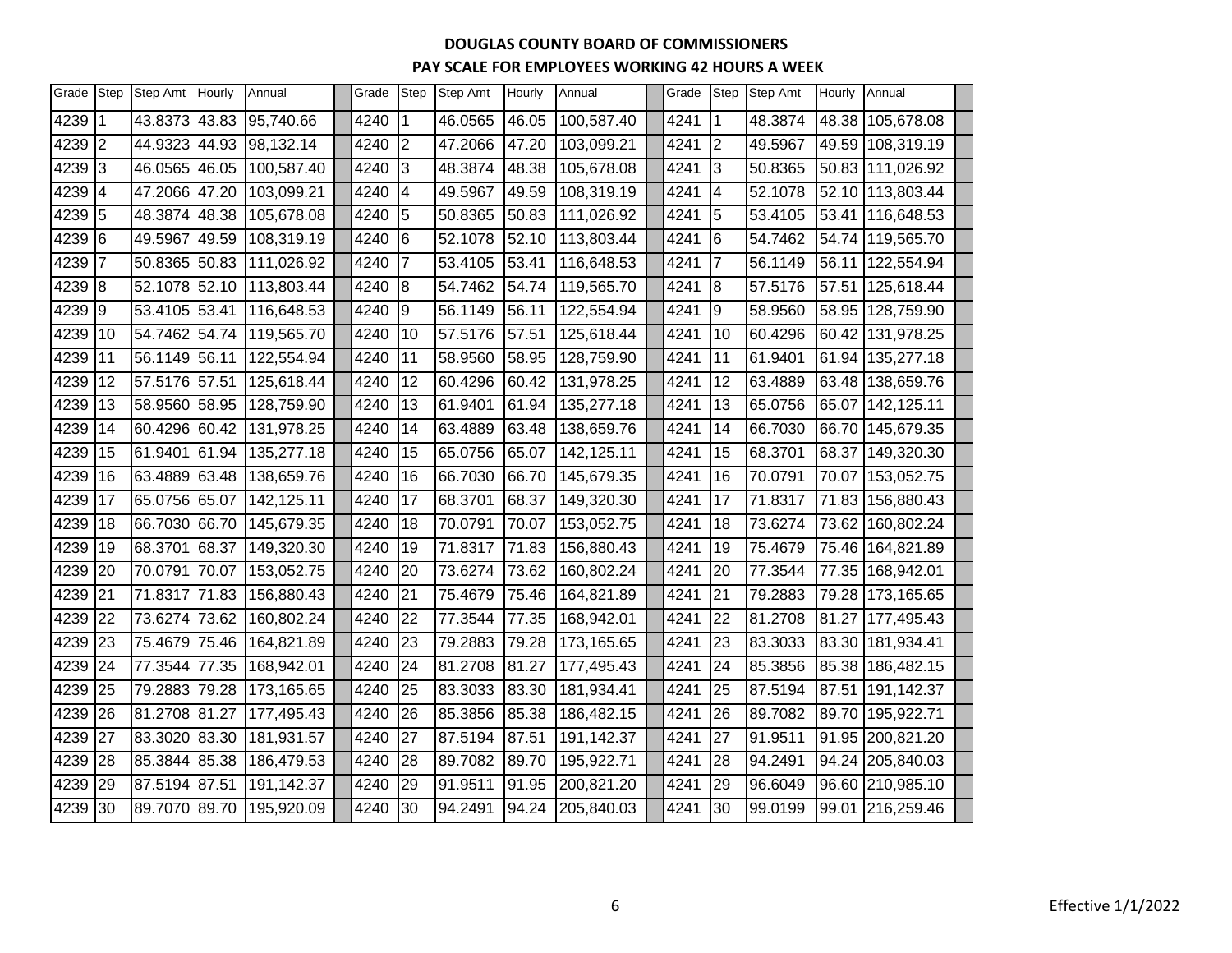**DOUGLAS COUNTY BOARD OF COMMISSIONERS**

**PAY SCALE FOR EMPLOYEES WORKING 42 HOURS A WEEK**

| Grade | Step | Step Amt | Hourly | Annual | | Grade | Step | Step Amt | Hourly | Annual | | Grade | Step | Step Amt | Hourly | Annual |
|---|---|---|---|---|---|---|---|---|---|---|---|---|---|---|---|---|
| 4239 | 1 | 43.8373 | 43.83 | 95,740.66 | | 4240 | 1 | 46.0565 | 46.05 | 100,587.40 | | 4241 | 1 | 48.3874 | 48.38 | 105,678.08 |
| 4239 | 2 | 44.9323 | 44.93 | 98,132.14 | | 4240 | 2 | 47.2066 | 47.20 | 103,099.21 | | 4241 | 2 | 49.5967 | 49.59 | 108,319.19 |
| 4239 | 3 | 46.0565 | 46.05 | 100,587.40 | | 4240 | 3 | 48.3874 | 48.38 | 105,678.08 | | 4241 | 3 | 50.8365 | 50.83 | 111,026.92 |
| 4239 | 4 | 47.2066 | 47.20 | 103,099.21 | | 4240 | 4 | 49.5967 | 49.59 | 108,319.19 | | 4241 | 4 | 52.1078 | 52.10 | 113,803.44 |
| 4239 | 5 | 48.3874 | 48.38 | 105,678.08 | | 4240 | 5 | 50.8365 | 50.83 | 111,026.92 | | 4241 | 5 | 53.4105 | 53.41 | 116,648.53 |
| 4239 | 6 | 49.5967 | 49.59 | 108,319.19 | | 4240 | 6 | 52.1078 | 52.10 | 113,803.44 | | 4241 | 6 | 54.7462 | 54.74 | 119,565.70 |
| 4239 | 7 | 50.8365 | 50.83 | 111,026.92 | | 4240 | 7 | 53.4105 | 53.41 | 116,648.53 | | 4241 | 7 | 56.1149 | 56.11 | 122,554.94 |
| 4239 | 8 | 52.1078 | 52.10 | 113,803.44 | | 4240 | 8 | 54.7462 | 54.74 | 119,565.70 | | 4241 | 8 | 57.5176 | 57.51 | 125,618.44 |
| 4239 | 9 | 53.4105 | 53.41 | 116,648.53 | | 4240 | 9 | 56.1149 | 56.11 | 122,554.94 | | 4241 | 9 | 58.9560 | 58.95 | 128,759.90 |
| 4239 | 10 | 54.7462 | 54.74 | 119,565.70 | | 4240 | 10 | 57.5176 | 57.51 | 125,618.44 | | 4241 | 10 | 60.4296 | 60.42 | 131,978.25 |
| 4239 | 11 | 56.1149 | 56.11 | 122,554.94 | | 4240 | 11 | 58.9560 | 58.95 | 128,759.90 | | 4241 | 11 | 61.9401 | 61.94 | 135,277.18 |
| 4239 | 12 | 57.5176 | 57.51 | 125,618.44 | | 4240 | 12 | 60.4296 | 60.42 | 131,978.25 | | 4241 | 12 | 63.4889 | 63.48 | 138,659.76 |
| 4239 | 13 | 58.9560 | 58.95 | 128,759.90 | | 4240 | 13 | 61.9401 | 61.94 | 135,277.18 | | 4241 | 13 | 65.0756 | 65.07 | 142,125.11 |
| 4239 | 14 | 60.4296 | 60.42 | 131,978.25 | | 4240 | 14 | 63.4889 | 63.48 | 138,659.76 | | 4241 | 14 | 66.7030 | 66.70 | 145,679.35 |
| 4239 | 15 | 61.9401 | 61.94 | 135,277.18 | | 4240 | 15 | 65.0756 | 65.07 | 142,125.11 | | 4241 | 15 | 68.3701 | 68.37 | 149,320.30 |
| 4239 | 16 | 63.4889 | 63.48 | 138,659.76 | | 4240 | 16 | 66.7030 | 66.70 | 145,679.35 | | 4241 | 16 | 70.0791 | 70.07 | 153,052.75 |
| 4239 | 17 | 65.0756 | 65.07 | 142,125.11 | | 4240 | 17 | 68.3701 | 68.37 | 149,320.30 | | 4241 | 17 | 71.8317 | 71.83 | 156,880.43 |
| 4239 | 18 | 66.7030 | 66.70 | 145,679.35 | | 4240 | 18 | 70.0791 | 70.07 | 153,052.75 | | 4241 | 18 | 73.6274 | 73.62 | 160,802.24 |
| 4239 | 19 | 68.3701 | 68.37 | 149,320.30 | | 4240 | 19 | 71.8317 | 71.83 | 156,880.43 | | 4241 | 19 | 75.4679 | 75.46 | 164,821.89 |
| 4239 | 20 | 70.0791 | 70.07 | 153,052.75 | | 4240 | 20 | 73.6274 | 73.62 | 160,802.24 | | 4241 | 20 | 77.3544 | 77.35 | 168,942.01 |
| 4239 | 21 | 71.8317 | 71.83 | 156,880.43 | | 4240 | 21 | 75.4679 | 75.46 | 164,821.89 | | 4241 | 21 | 79.2883 | 79.28 | 173,165.65 |
| 4239 | 22 | 73.6274 | 73.62 | 160,802.24 | | 4240 | 22 | 77.3544 | 77.35 | 168,942.01 | | 4241 | 22 | 81.2708 | 81.27 | 177,495.43 |
| 4239 | 23 | 75.4679 | 75.46 | 164,821.89 | | 4240 | 23 | 79.2883 | 79.28 | 173,165.65 | | 4241 | 23 | 83.3033 | 83.30 | 181,934.41 |
| 4239 | 24 | 77.3544 | 77.35 | 168,942.01 | | 4240 | 24 | 81.2708 | 81.27 | 177,495.43 | | 4241 | 24 | 85.3856 | 85.38 | 186,482.15 |
| 4239 | 25 | 79.2883 | 79.28 | 173,165.65 | | 4240 | 25 | 83.3033 | 83.30 | 181,934.41 | | 4241 | 25 | 87.5194 | 87.51 | 191,142.37 |
| 4239 | 26 | 81.2708 | 81.27 | 177,495.43 | | 4240 | 26 | 85.3856 | 85.38 | 186,482.15 | | 4241 | 26 | 89.7082 | 89.70 | 195,922.71 |
| 4239 | 27 | 83.3020 | 83.30 | 181,931.57 | | 4240 | 27 | 87.5194 | 87.51 | 191,142.37 | | 4241 | 27 | 91.9511 | 91.95 | 200,821.20 |
| 4239 | 28 | 85.3844 | 85.38 | 186,479.53 | | 4240 | 28 | 89.7082 | 89.70 | 195,922.71 | | 4241 | 28 | 94.2491 | 94.24 | 205,840.03 |
| 4239 | 29 | 87.5194 | 87.51 | 191,142.37 | | 4240 | 29 | 91.9511 | 91.95 | 200,821.20 | | 4241 | 29 | 96.6049 | 96.60 | 210,985.10 |
| 4239 | 30 | 89.7070 | 89.70 | 195,920.09 | | 4240 | 30 | 94.2491 | 94.24 | 205,840.03 | | 4241 | 30 | 99.0199 | 99.01 | 216,259.46 |

Effective 1/1/2022